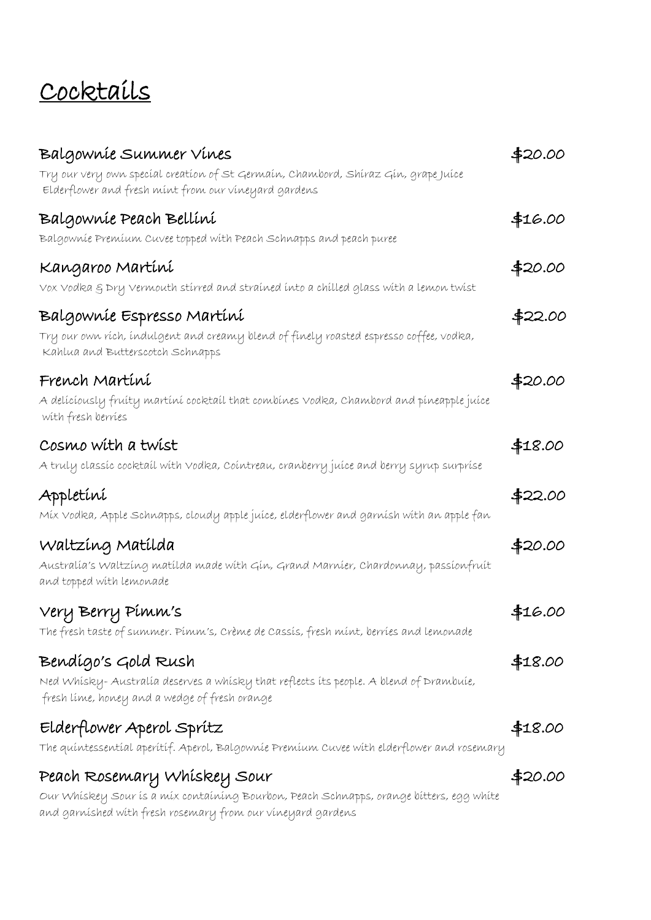# Cocktails

**Balgownie Summer Vines** — $20.00

Try our very own special creation of St Germain, Chambord, Shiraz Gin, grape Juice Elderflower and fresh mint from our vineyard gardens

**Balgownie Peach Bellini** — $16.00

Balgownie Premium Cuvee topped with Peach Schnapps and peach puree

**Kangaroo Martini** — $20.00

Vox Vodka & Dry Vermouth stirred and strained into a chilled glass with a lemon twist

**Balgownie Espresso Martini** — $22.00

Try our own rich, indulgent and creamy blend of finely roasted espresso coffee, vodka, Kahlua and Butterscotch Schnapps

**French Martini** — $20.00

A deliciously fruity martini cocktail that combines Vodka, Chambord and pineapple juice with fresh berries

**Cosmo with a twist** — $18.00

A truly classic cocktail with Vodka, Cointreau, cranberry juice and berry syrup surprise

**Appletini** — $22.00

Mix Vodka, Apple Schnapps, cloudy apple juice, elderflower and garnish with an apple fan

**Waltzing Matilda** — $20.00

Australia's Waltzing matilda made with Gin, Grand Marnier, Chardonnay, passionfruit and topped with lemonade

**Very Berry Pimm's** — $16.00

The fresh taste of summer. Pimm's, Crème de Cassis, fresh mint, berries and lemonade

**Bendigo's Gold Rush** — $18.00

Ned Whisky- Australia deserves a whisky that reflects its people. A blend of Drambuie, fresh lime, honey and a wedge of fresh orange

**Elderflower Aperol Spritz** — $18.00

The quintessential aperitif. Aperol, Balgownie Premium Cuvee with elderflower and rosemary

**Peach Rosemary Whiskey Sour** — $20.00

Our Whiskey Sour is a mix containing Bourbon, Peach Schnapps, orange bitters, egg white and garnished with fresh rosemary from our vineyard gardens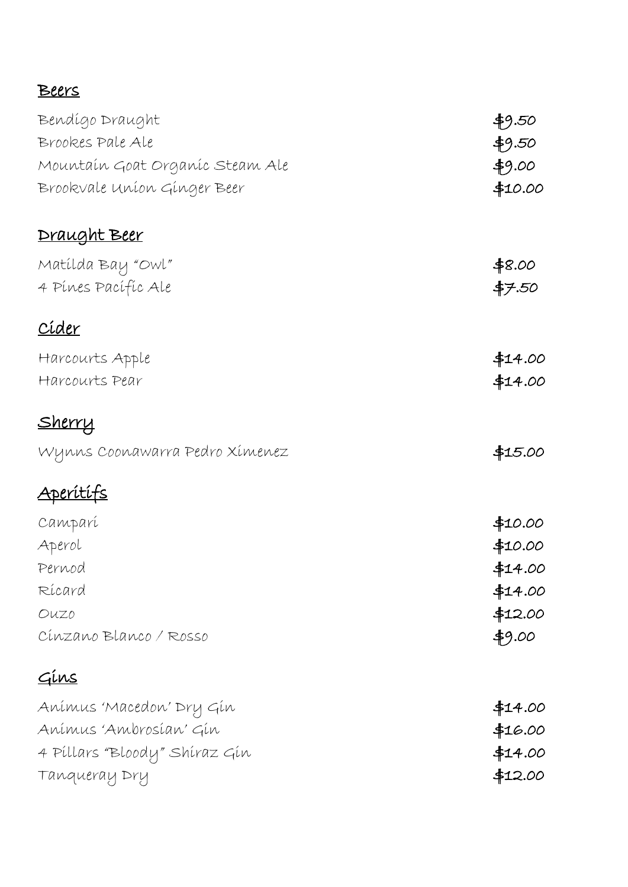## Beers

| | |
|---|---|
| Bendigo Draught | $9.50 |
| Brookes Pale Ale | $9.50 |
| Mountain Goat Organic Steam Ale | $9.00 |
| Brookvale Union Ginger Beer | $10.00 |

## Draught Beer

| | |
|---|---|
| Matilda Bay "Owl" | $8.00 |
| 4 Pines Pacific Ale | $7.50 |

## Cider

| | |
|---|---|
| Harcourts Apple | $14.00 |
| Harcourts Pear | $14.00 |

## Sherry

| | |
|---|---|
| Wynns Coonawarra Pedro Ximenez | $15.00 |

## Aperitifs

| | |
|---|---|
| Campari | $10.00 |
| Aperol | $10.00 |
| Pernod | $14.00 |
| Ricard | $14.00 |
| Ouzo | $12.00 |
| Cinzano Blanco / Rosso | $9.00 |

## Gins

| | |
|---|---|
| Animus 'Macedon' Dry Gin | $14.00 |
| Animus 'Ambrosian' Gin | $16.00 |
| 4 Pillars "Bloody" Shiraz Gin | $14.00 |
| Tanqueray Dry | $12.00 |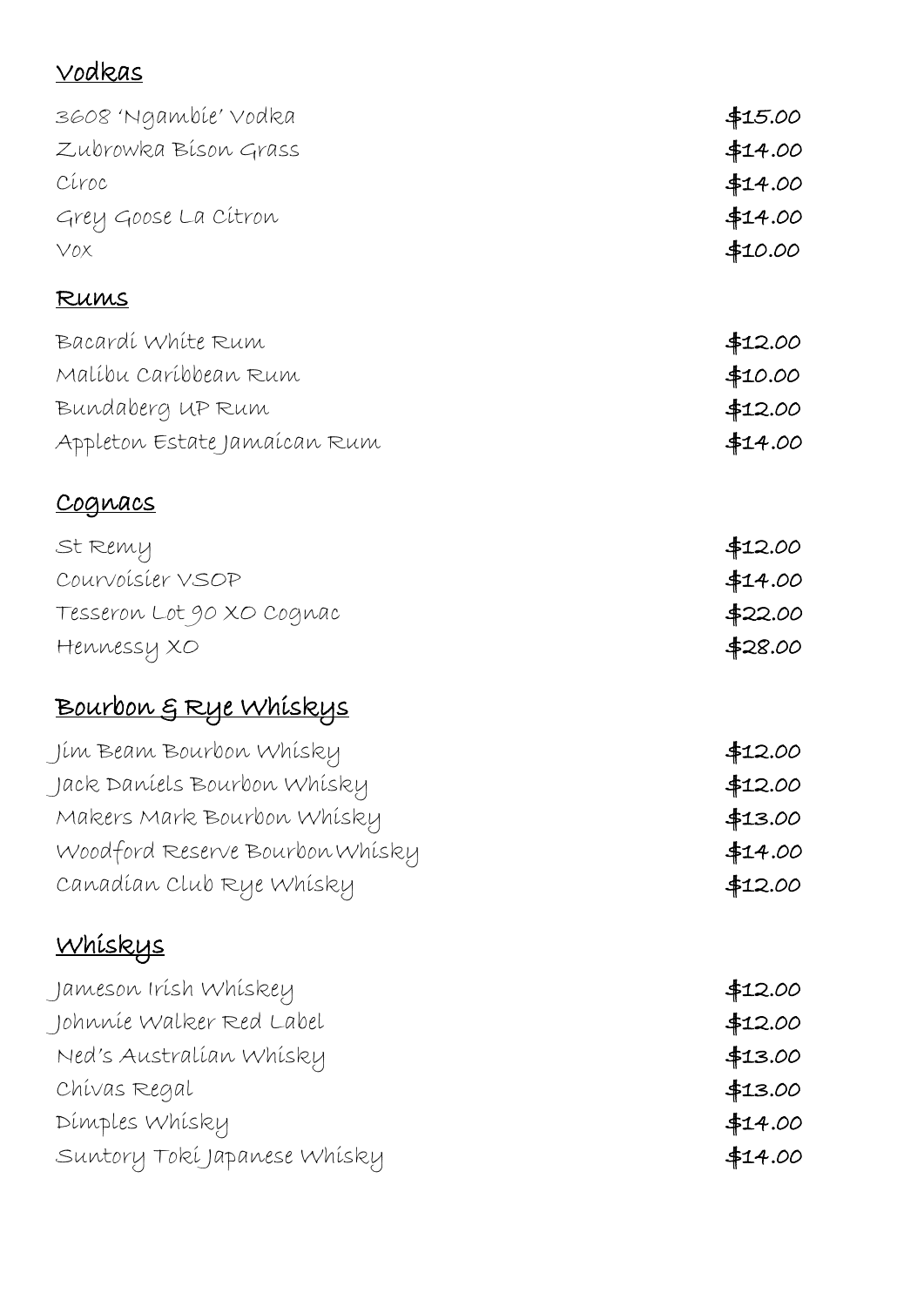## Vodkas

| | |
|---|---|
| 3608 'Ngambie' Vodka | $15.00 |
| Zubrowka Bison Grass | $14.00 |
| Ciroc | $14.00 |
| Grey Goose La Citron | $14.00 |
| Vox | $10.00 |

## Rums

| | |
|---|---|
| Bacardi White Rum | $12.00 |
| Malibu Caribbean Rum | $10.00 |
| Bundaberg UP Rum | $12.00 |
| Appleton Estate Jamaican Rum | $14.00 |

## Cognacs

| | |
|---|---|
| St Remy | $12.00 |
| Courvoisier VSOP | $14.00 |
| Tesseron Lot 90 XO Cognac | $22.00 |
| Hennessy XO | $28.00 |

## Bourbon & Rye Whiskys

| | |
|---|---|
| Jim Beam Bourbon Whisky | $12.00 |
| Jack Daniels Bourbon Whisky | $12.00 |
| Makers Mark Bourbon Whisky | $13.00 |
| Woodford Reserve Bourbon Whisky | $14.00 |
| Canadian Club Rye Whisky | $12.00 |

## Whiskys

| | |
|---|---|
| Jameson Irish Whiskey | $12.00 |
| Johnnie Walker Red Label | $12.00 |
| Ned's Australian Whisky | $13.00 |
| Chivas Regal | $13.00 |
| Dimples Whisky | $14.00 |
| Suntory Toki Japanese Whisky | $14.00 |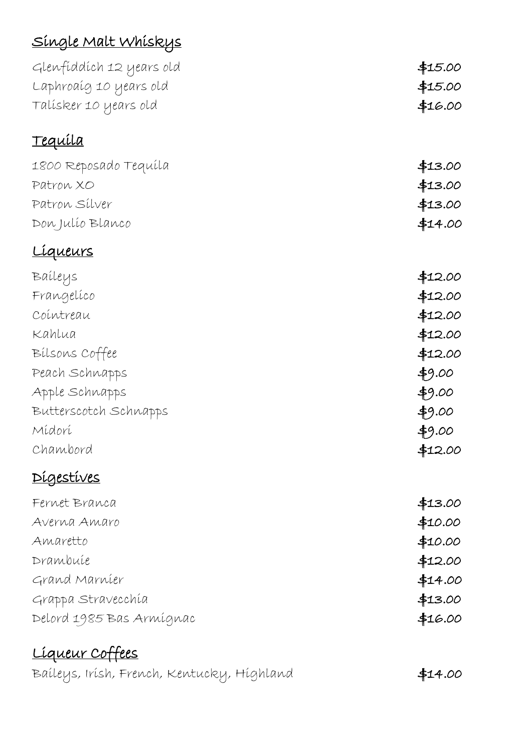## Single Malt Whiskys

| | |
|---|---|
| Glenfiddich 12 years old | $15.00 |
| Laphroaig 10 years old | $15.00 |
| Talisker 10 years old | $16.00 |

## Tequila

| | |
|---|---|
| 1800 Reposado Tequila | $13.00 |
| Patron XO | $13.00 |
| Patron Silver | $13.00 |
| Don Julio Blanco | $14.00 |

## Liqueurs

| | |
|---|---|
| Baileys | $12.00 |
| Frangelico | $12.00 |
| Cointreau | $12.00 |
| Kahlua | $12.00 |
| Bilsons Coffee | $12.00 |
| Peach Schnapps | $9.00 |
| Apple Schnapps | $9.00 |
| Butterscotch Schnapps | $9.00 |
| Midori | $9.00 |
| Chambord | $12.00 |

## Digestives

| | |
|---|---|
| Fernet Branca | $13.00 |
| Averna Amaro | $10.00 |
| Amaretto | $10.00 |
| Drambuie | $12.00 |
| Grand Marnier | $14.00 |
| Grappa Stravecchia | $13.00 |
| Delord 1985 Bas Armignac | $16.00 |

## Liqueur Coffees

| | |
|---|---|
| Baileys, Irish, French, Kentucky, Highland | $14.00 |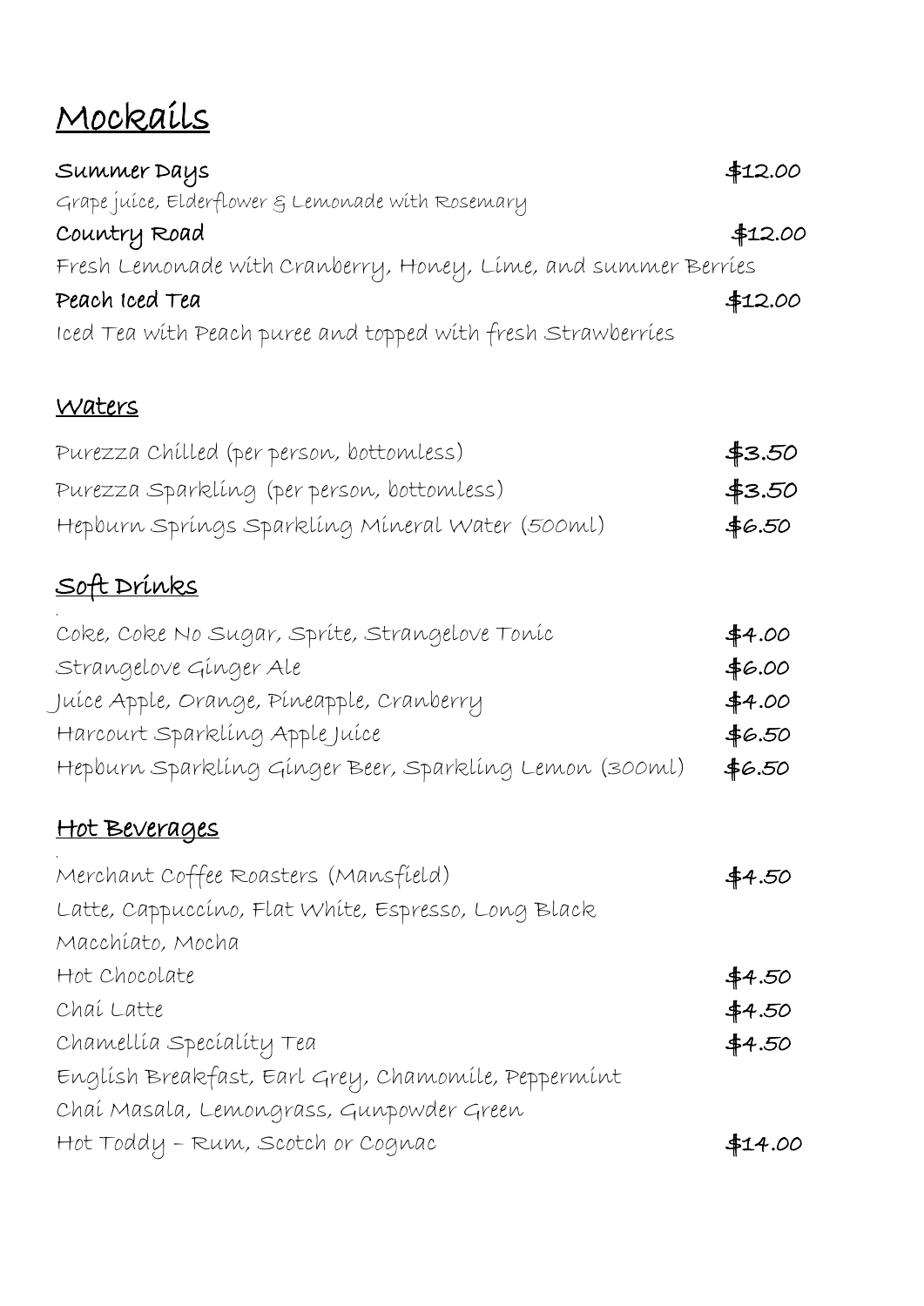# Mockails

**Summer Days** $12.00
Grape juice, Elderflower & Lemonade with Rosemary

**Country Road** $12.00
Fresh Lemonade with Cranberry, Honey, Lime, and summer Berries

**Peach Iced Tea** $12.00
Iced Tea with Peach puree and topped with fresh Strawberries

## Waters

| | |
|---|---|
| Purezza Chilled (per person, bottomless) | **$3.50** |
| Purezza Sparkling (per person, bottomless) | **$3.50** |
| Hepburn Springs Sparkling Mineral Water (500ml) | **$6.50** |

## Soft Drinks

| | |
|---|---|
| Coke, Coke No Sugar, Sprite, Strangelove Tonic | **$4.00** |
| Strangelove Ginger Ale | **$6.00** |
| Juice Apple, Orange, Pineapple, Cranberry | **$4.00** |
| Harcourt Sparkling Apple Juice | **$6.50** |
| Hepburn Sparkling Ginger Beer, Sparkling Lemon (300ml) | **$6.50** |

## Hot Beverages

| | |
|---|---|
| Merchant Coffee Roasters (Mansfield) | **$4.50** |
| Latte, Cappuccino, Flat White, Espresso, Long Black | |
| Macchiato, Mocha | |
| Hot Chocolate | **$4.50** |
| Chai Latte | **$4.50** |
| Chamellia Speciality Tea | **$4.50** |
| English Breakfast, Earl Grey, Chamomile, Peppermint | |
| Chai Masala, Lemongrass, Gunpowder Green | |
| Hot Toddy – Rum, Scotch or Cognac | **$14.00** |